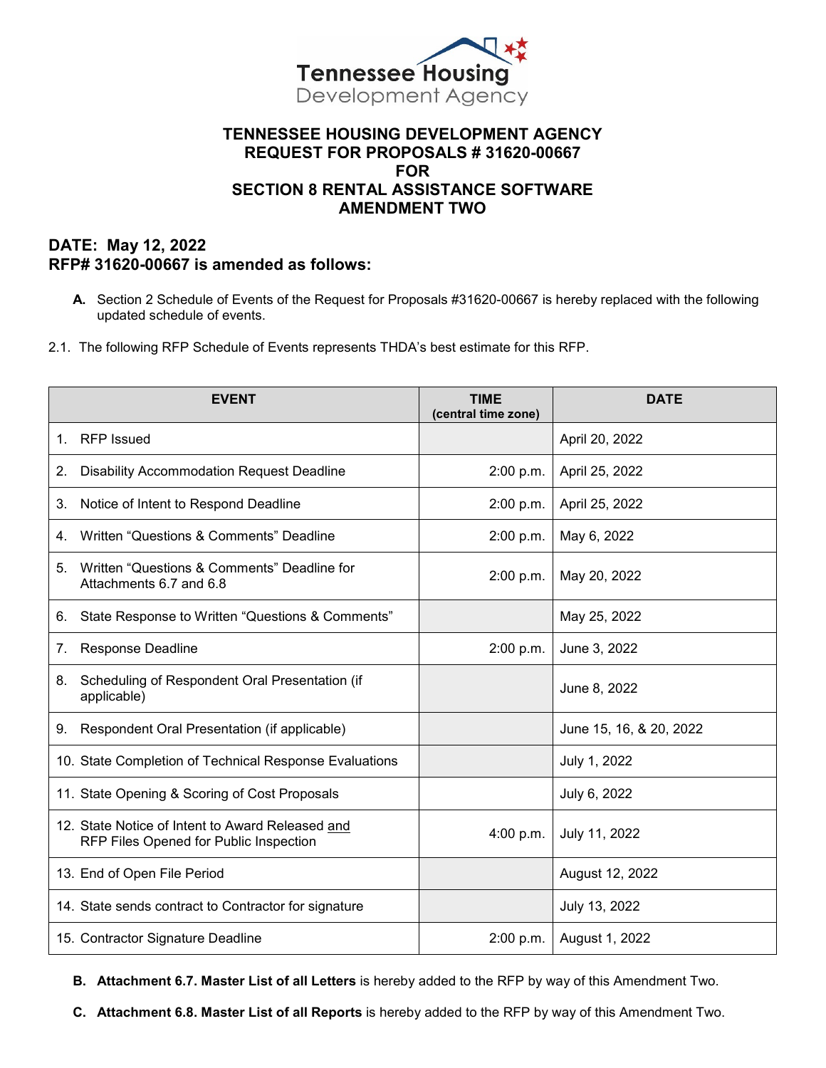# TENNESSEE HOUSING DEVELOPMENT AGENCY
# REQUEST FOR PROPOSALS # 31620-00667
# FOR
# SECTION 8 RENTAL ASSISTANCE SOFTWARE
# AMENDMENT TWO

## DATE: May 12, 2022
## RFP# 31620-00667 is amended as follows:

**A.** Section 2 Schedule of Events of the Request for Proposals #31620-00667 is hereby replaced with the following updated schedule of events.

2.1. The following RFP Schedule of Events represents THDA's best estimate for this RFP.

| EVENT | TIME (central time zone) | DATE |
|---|---|---|
| 1. RFP Issued | | April 20, 2022 |
| 2. Disability Accommodation Request Deadline | 2:00 p.m. | April 25, 2022 |
| 3. Notice of Intent to Respond Deadline | 2:00 p.m. | April 25, 2022 |
| 4. Written "Questions & Comments" Deadline | 2:00 p.m. | May 6, 2022 |
| 5. Written "Questions & Comments" Deadline for Attachments 6.7 and 6.8 | 2:00 p.m. | May 20, 2022 |
| 6. State Response to Written "Questions & Comments" | | May 25, 2022 |
| 7. Response Deadline | 2:00 p.m. | June 3, 2022 |
| 8. Scheduling of Respondent Oral Presentation (if applicable) | | June 8, 2022 |
| 9. Respondent Oral Presentation (if applicable) | | June 15, 16, & 20, 2022 |
| 10. State Completion of Technical Response Evaluations | | July 1, 2022 |
| 11. State Opening & Scoring of Cost Proposals | | July 6, 2022 |
| 12. State Notice of Intent to Award Released and RFP Files Opened for Public Inspection | 4:00 p.m. | July 11, 2022 |
| 13. End of Open File Period | | August 12, 2022 |
| 14. State sends contract to Contractor for signature | | July 13, 2022 |
| 15. Contractor Signature Deadline | 2:00 p.m. | August 1, 2022 |

**B. Attachment 6.7. Master List of all Letters** is hereby added to the RFP by way of this Amendment Two.

**C. Attachment 6.8. Master List of all Reports** is hereby added to the RFP by way of this Amendment Two.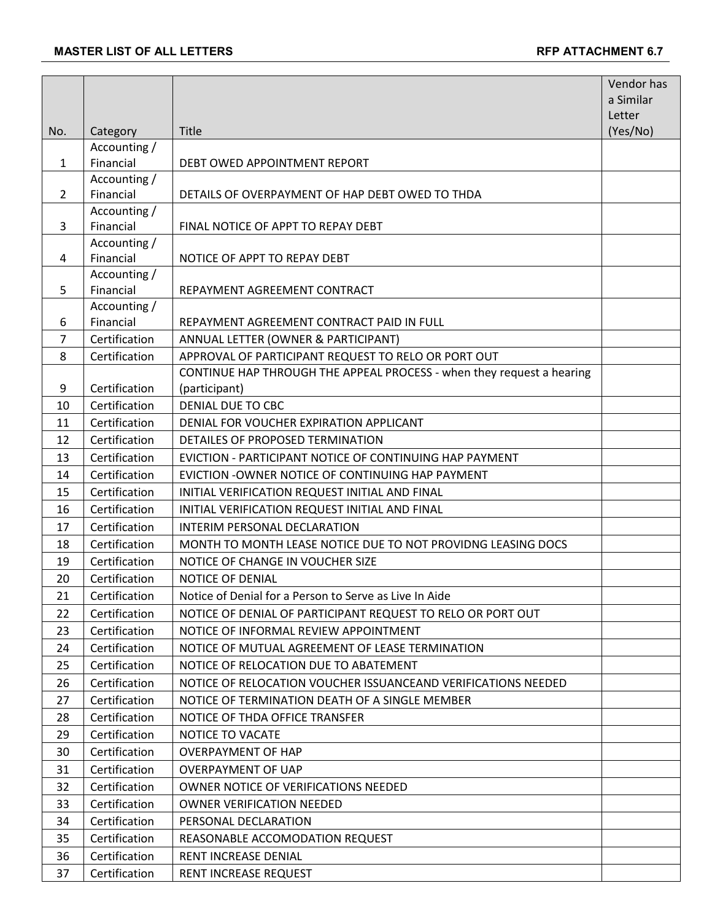**MASTER LIST OF ALL LETTERS** **RFP ATTACHMENT 6.7**

| No. | Category | Title | Vendor has a Similar Letter (Yes/No) |
|---|---|---|---|
| 1 | Accounting / Financial | DEBT OWED APPOINTMENT REPORT | |
| 2 | Accounting / Financial | DETAILS OF OVERPAYMENT OF HAP DEBT OWED TO THDA | |
| 3 | Accounting / Financial | FINAL NOTICE OF APPT TO REPAY DEBT | |
| 4 | Accounting / Financial | NOTICE OF APPT TO REPAY DEBT | |
| 5 | Accounting / Financial | REPAYMENT AGREEMENT CONTRACT | |
| 6 | Accounting / Financial | REPAYMENT AGREEMENT CONTRACT PAID IN FULL | |
| 7 | Certification | ANNUAL LETTER (OWNER & PARTICIPANT) | |
| 8 | Certification | APPROVAL OF PARTICIPANT REQUEST TO RELO OR PORT OUT | |
| 9 | Certification | CONTINUE HAP THROUGH THE APPEAL PROCESS - when they request a hearing (participant) | |
| 10 | Certification | DENIAL DUE TO CBC | |
| 11 | Certification | DENIAL FOR VOUCHER EXPIRATION APPLICANT | |
| 12 | Certification | DETAILES OF PROPOSED TERMINATION | |
| 13 | Certification | EVICTION - PARTICIPANT NOTICE OF CONTINUING HAP PAYMENT | |
| 14 | Certification | EVICTION -OWNER NOTICE OF CONTINUING HAP PAYMENT | |
| 15 | Certification | INITIAL VERIFICATION REQUEST INITIAL AND FINAL | |
| 16 | Certification | INITIAL VERIFICATION REQUEST INITIAL AND FINAL | |
| 17 | Certification | INTERIM PERSONAL DECLARATION | |
| 18 | Certification | MONTH TO MONTH LEASE NOTICE DUE TO NOT PROVIDNG LEASING DOCS | |
| 19 | Certification | NOTICE OF CHANGE IN VOUCHER SIZE | |
| 20 | Certification | NOTICE OF DENIAL | |
| 21 | Certification | Notice of Denial for a Person to Serve as Live In Aide | |
| 22 | Certification | NOTICE OF DENIAL OF PARTICIPANT REQUEST TO RELO OR PORT OUT | |
| 23 | Certification | NOTICE OF INFORMAL REVIEW APPOINTMENT | |
| 24 | Certification | NOTICE OF MUTUAL AGREEMENT OF LEASE TERMINATION | |
| 25 | Certification | NOTICE OF RELOCATION DUE TO ABATEMENT | |
| 26 | Certification | NOTICE OF RELOCATION VOUCHER ISSUANCEAND VERIFICATIONS NEEDED | |
| 27 | Certification | NOTICE OF TERMINATION DEATH OF A SINGLE MEMBER | |
| 28 | Certification | NOTICE OF THDA OFFICE TRANSFER | |
| 29 | Certification | NOTICE TO VACATE | |
| 30 | Certification | OVERPAYMENT OF HAP | |
| 31 | Certification | OVERPAYMENT OF UAP | |
| 32 | Certification | OWNER NOTICE OF VERIFICATIONS NEEDED | |
| 33 | Certification | OWNER VERIFICATION NEEDED | |
| 34 | Certification | PERSONAL DECLARATION | |
| 35 | Certification | REASONABLE ACCOMODATION REQUEST | |
| 36 | Certification | RENT INCREASE DENIAL | |
| 37 | Certification | RENT INCREASE REQUEST | |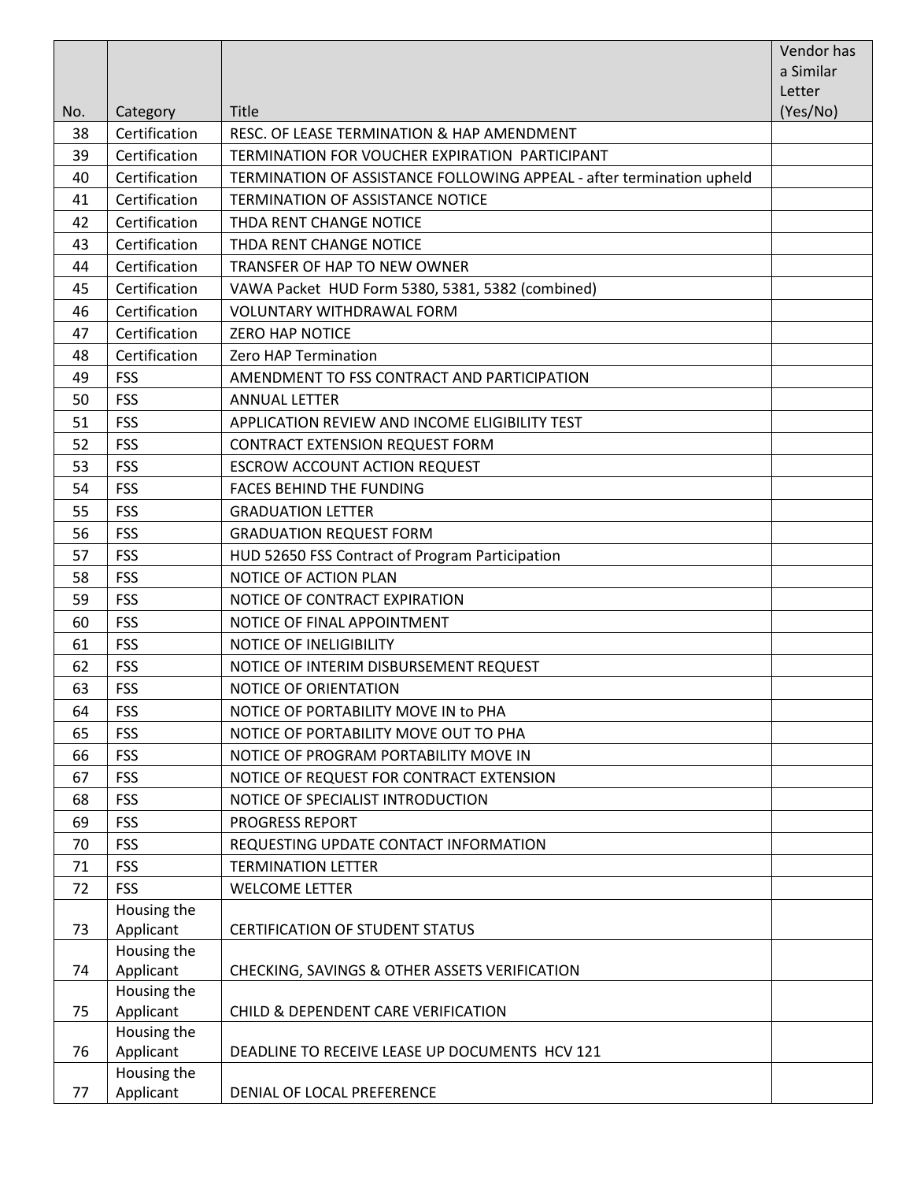| No. | Category | Title | Vendor has a Similar Letter (Yes/No) |
|---|---|---|---|
| 38 | Certification | RESC. OF LEASE TERMINATION & HAP AMENDMENT | |
| 39 | Certification | TERMINATION FOR VOUCHER EXPIRATION PARTICIPANT | |
| 40 | Certification | TERMINATION OF ASSISTANCE FOLLOWING APPEAL - after termination upheld | |
| 41 | Certification | TERMINATION OF ASSISTANCE NOTICE | |
| 42 | Certification | THDA RENT CHANGE NOTICE | |
| 43 | Certification | THDA RENT CHANGE NOTICE | |
| 44 | Certification | TRANSFER OF HAP TO NEW OWNER | |
| 45 | Certification | VAWA Packet HUD Form 5380, 5381, 5382 (combined) | |
| 46 | Certification | VOLUNTARY WITHDRAWAL FORM | |
| 47 | Certification | ZERO HAP NOTICE | |
| 48 | Certification | Zero HAP Termination | |
| 49 | FSS | AMENDMENT TO FSS CONTRACT AND PARTICIPATION | |
| 50 | FSS | ANNUAL LETTER | |
| 51 | FSS | APPLICATION REVIEW AND INCOME ELIGIBILITY TEST | |
| 52 | FSS | CONTRACT EXTENSION REQUEST FORM | |
| 53 | FSS | ESCROW ACCOUNT ACTION REQUEST | |
| 54 | FSS | FACES BEHIND THE FUNDING | |
| 55 | FSS | GRADUATION LETTER | |
| 56 | FSS | GRADUATION REQUEST FORM | |
| 57 | FSS | HUD 52650 FSS Contract of Program Participation | |
| 58 | FSS | NOTICE OF ACTION PLAN | |
| 59 | FSS | NOTICE OF CONTRACT EXPIRATION | |
| 60 | FSS | NOTICE OF FINAL APPOINTMENT | |
| 61 | FSS | NOTICE OF INELIGIBILITY | |
| 62 | FSS | NOTICE OF INTERIM DISBURSEMENT REQUEST | |
| 63 | FSS | NOTICE OF ORIENTATION | |
| 64 | FSS | NOTICE OF PORTABILITY MOVE IN to PHA | |
| 65 | FSS | NOTICE OF PORTABILITY MOVE OUT TO PHA | |
| 66 | FSS | NOTICE OF PROGRAM PORTABILITY MOVE IN | |
| 67 | FSS | NOTICE OF REQUEST FOR CONTRACT EXTENSION | |
| 68 | FSS | NOTICE OF SPECIALIST INTRODUCTION | |
| 69 | FSS | PROGRESS REPORT | |
| 70 | FSS | REQUESTING UPDATE CONTACT INFORMATION | |
| 71 | FSS | TERMINATION LETTER | |
| 72 | FSS | WELCOME LETTER | |
| 73 | Housing the Applicant | CERTIFICATION OF STUDENT STATUS | |
| 74 | Housing the Applicant | CHECKING, SAVINGS & OTHER ASSETS VERIFICATION | |
| 75 | Housing the Applicant | CHILD & DEPENDENT CARE VERIFICATION | |
| 76 | Housing the Applicant | DEADLINE TO RECEIVE LEASE UP DOCUMENTS HCV 121 | |
| 77 | Housing the Applicant | DENIAL OF LOCAL PREFERENCE | |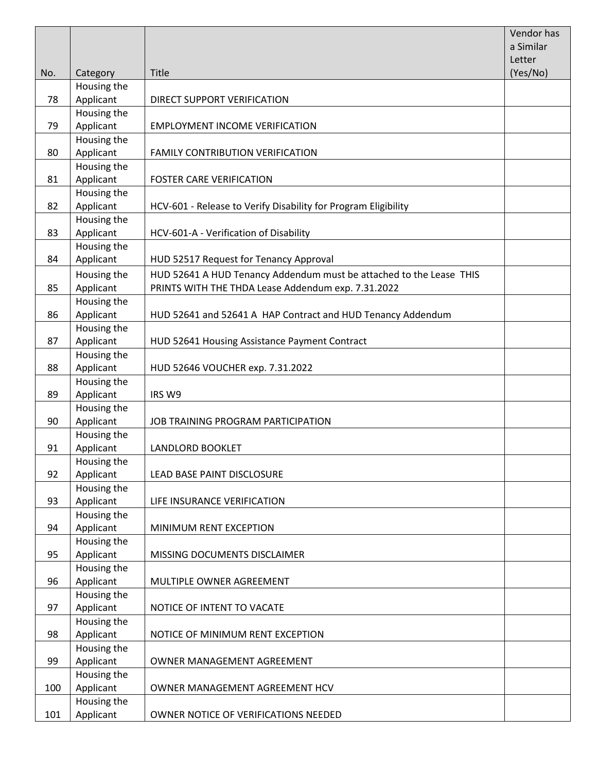| No. | Category | Title | Vendor has a Similar Letter (Yes/No) |
|---|---|---|---|
| 78 | Housing the Applicant | DIRECT SUPPORT VERIFICATION | |
| 79 | Housing the Applicant | EMPLOYMENT INCOME VERIFICATION | |
| 80 | Housing the Applicant | FAMILY CONTRIBUTION VERIFICATION | |
| 81 | Housing the Applicant | FOSTER CARE VERIFICATION | |
| 82 | Housing the Applicant | HCV-601 - Release to Verify Disability for Program Eligibility | |
| 83 | Housing the Applicant | HCV-601-A - Verification of Disability | |
| 84 | Housing the Applicant | HUD 52517 Request for Tenancy Approval | |
| 85 | Housing the Applicant | HUD 52641 A HUD Tenancy Addendum must be attached to the Lease THIS PRINTS WITH THE THDA Lease Addendum exp. 7.31.2022 | |
| 86 | Housing the Applicant | HUD 52641 and 52641 A HAP Contract and HUD Tenancy Addendum | |
| 87 | Housing the Applicant | HUD 52641 Housing Assistance Payment Contract | |
| 88 | Housing the Applicant | HUD 52646 VOUCHER exp. 7.31.2022 | |
| 89 | Housing the Applicant | IRS W9 | |
| 90 | Housing the Applicant | JOB TRAINING PROGRAM PARTICIPATION | |
| 91 | Housing the Applicant | LANDLORD BOOKLET | |
| 92 | Housing the Applicant | LEAD BASE PAINT DISCLOSURE | |
| 93 | Housing the Applicant | LIFE INSURANCE VERIFICATION | |
| 94 | Housing the Applicant | MINIMUM RENT EXCEPTION | |
| 95 | Housing the Applicant | MISSING DOCUMENTS DISCLAIMER | |
| 96 | Housing the Applicant | MULTIPLE OWNER AGREEMENT | |
| 97 | Housing the Applicant | NOTICE OF INTENT TO VACATE | |
| 98 | Housing the Applicant | NOTICE OF MINIMUM RENT EXCEPTION | |
| 99 | Housing the Applicant | OWNER MANAGEMENT AGREEMENT | |
| 100 | Housing the Applicant | OWNER MANAGEMENT AGREEMENT HCV | |
| 101 | Housing the Applicant | OWNER NOTICE OF VERIFICATIONS NEEDED | |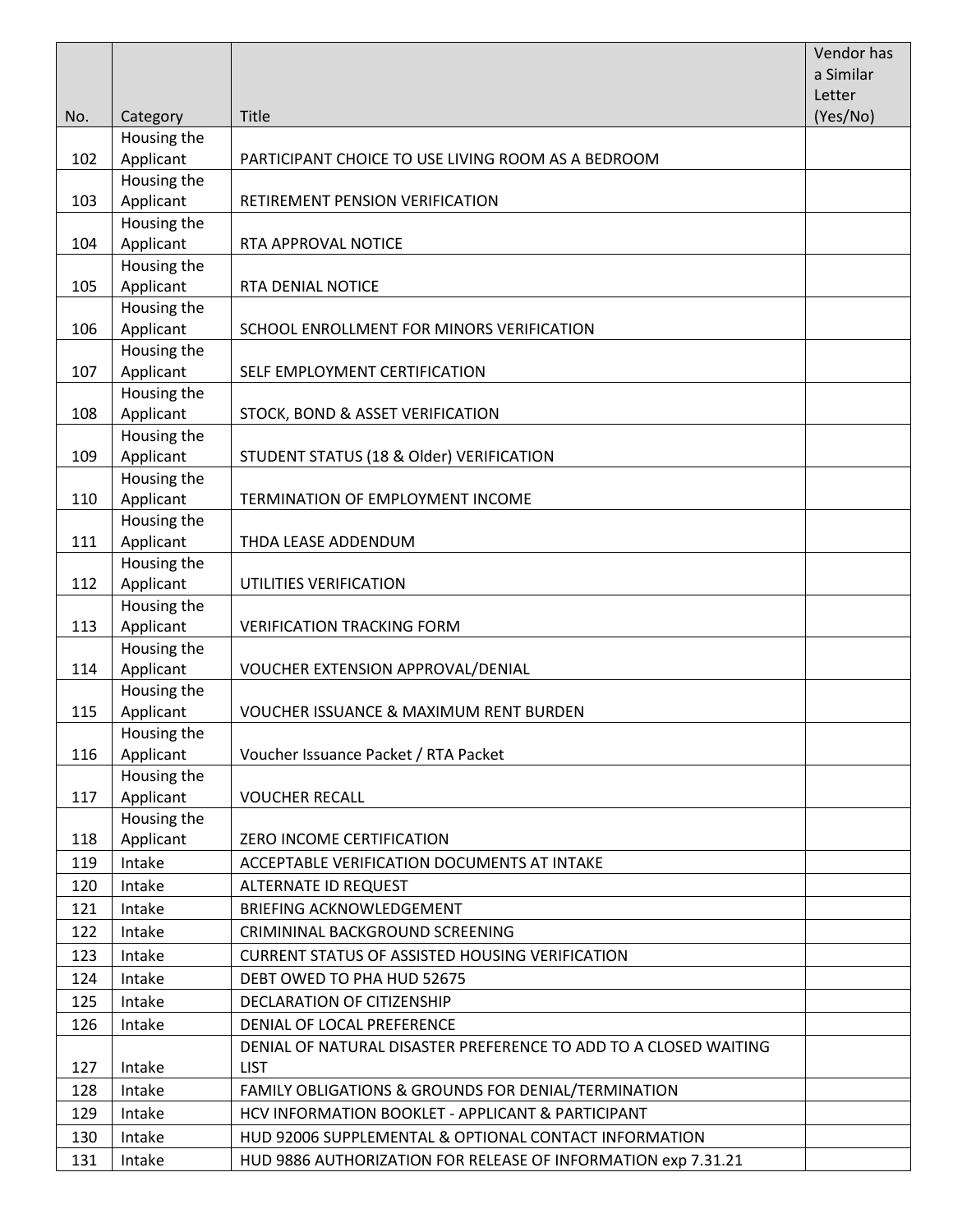| No. | Category | Title | Vendor has a Similar Letter (Yes/No) |
|---|---|---|---|
| 102 | Housing the Applicant | PARTICIPANT CHOICE TO USE LIVING ROOM AS A BEDROOM | |
| 103 | Housing the Applicant | RETIREMENT PENSION VERIFICATION | |
| 104 | Housing the Applicant | RTA APPROVAL NOTICE | |
| 105 | Housing the Applicant | RTA DENIAL NOTICE | |
| 106 | Housing the Applicant | SCHOOL ENROLLMENT FOR MINORS VERIFICATION | |
| 107 | Housing the Applicant | SELF EMPLOYMENT CERTIFICATION | |
| 108 | Housing the Applicant | STOCK, BOND & ASSET VERIFICATION | |
| 109 | Housing the Applicant | STUDENT STATUS (18 & Older) VERIFICATION | |
| 110 | Housing the Applicant | TERMINATION OF EMPLOYMENT INCOME | |
| 111 | Housing the Applicant | THDA LEASE ADDENDUM | |
| 112 | Housing the Applicant | UTILITIES VERIFICATION | |
| 113 | Housing the Applicant | VERIFICATION TRACKING FORM | |
| 114 | Housing the Applicant | VOUCHER EXTENSION APPROVAL/DENIAL | |
| 115 | Housing the Applicant | VOUCHER ISSUANCE & MAXIMUM RENT BURDEN | |
| 116 | Housing the Applicant | Voucher Issuance Packet / RTA Packet | |
| 117 | Housing the Applicant | VOUCHER RECALL | |
| 118 | Housing the Applicant | ZERO INCOME CERTIFICATION | |
| 119 | Intake | ACCEPTABLE VERIFICATION DOCUMENTS AT INTAKE | |
| 120 | Intake | ALTERNATE ID REQUEST | |
| 121 | Intake | BRIEFING ACKNOWLEDGEMENT | |
| 122 | Intake | CRIMININAL BACKGROUND SCREENING | |
| 123 | Intake | CURRENT STATUS OF ASSISTED HOUSING VERIFICATION | |
| 124 | Intake | DEBT OWED TO PHA HUD 52675 | |
| 125 | Intake | DECLARATION OF CITIZENSHIP | |
| 126 | Intake | DENIAL OF LOCAL PREFERENCE | |
| 127 | Intake | DENIAL OF NATURAL DISASTER PREFERENCE TO ADD TO A CLOSED WAITING LIST | |
| 128 | Intake | FAMILY OBLIGATIONS & GROUNDS FOR DENIAL/TERMINATION | |
| 129 | Intake | HCV INFORMATION BOOKLET - APPLICANT & PARTICIPANT | |
| 130 | Intake | HUD 92006 SUPPLEMENTAL & OPTIONAL CONTACT INFORMATION | |
| 131 | Intake | HUD 9886 AUTHORIZATION FOR RELEASE OF INFORMATION exp 7.31.21 | |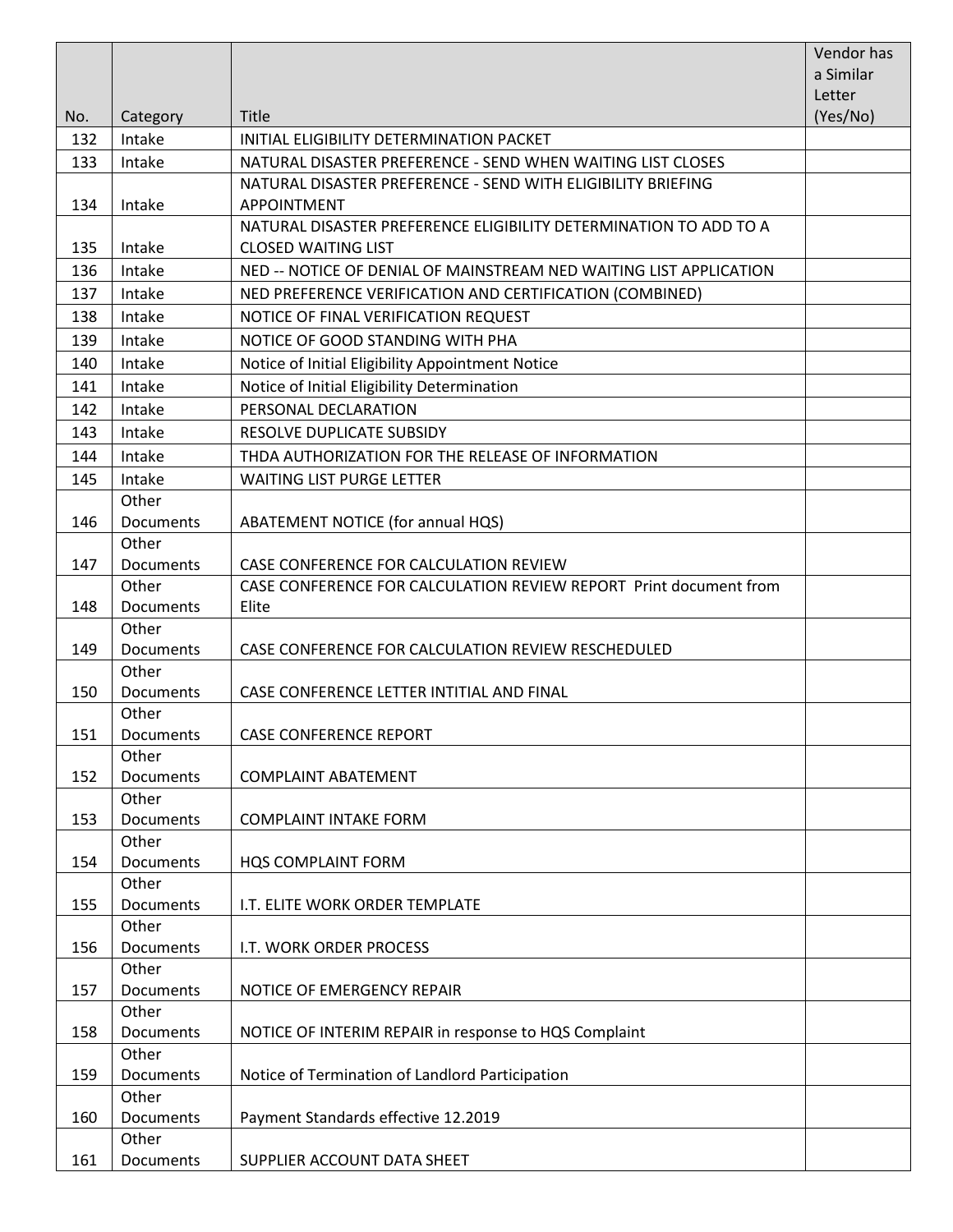| No. | Category | Title | Vendor has a Similar Letter (Yes/No) |
|---|---|---|---|
| 132 | Intake | INITIAL ELIGIBILITY DETERMINATION PACKET | |
| 133 | Intake | NATURAL DISASTER PREFERENCE - SEND WHEN WAITING LIST CLOSES | |
| 134 | Intake | NATURAL DISASTER PREFERENCE - SEND WITH ELIGIBILITY BRIEFING APPOINTMENT | |
| 135 | Intake | NATURAL DISASTER PREFERENCE ELIGIBILITY DETERMINATION TO ADD TO A CLOSED WAITING LIST | |
| 136 | Intake | NED -- NOTICE OF DENIAL OF MAINSTREAM NED WAITING LIST APPLICATION | |
| 137 | Intake | NED PREFERENCE VERIFICATION AND CERTIFICATION (COMBINED) | |
| 138 | Intake | NOTICE OF FINAL VERIFICATION REQUEST | |
| 139 | Intake | NOTICE OF GOOD STANDING WITH PHA | |
| 140 | Intake | Notice of Initial Eligibility Appointment Notice | |
| 141 | Intake | Notice of Initial Eligibility Determination | |
| 142 | Intake | PERSONAL DECLARATION | |
| 143 | Intake | RESOLVE DUPLICATE SUBSIDY | |
| 144 | Intake | THDA AUTHORIZATION FOR THE RELEASE OF INFORMATION | |
| 145 | Intake | WAITING LIST PURGE LETTER | |
| 146 | Other Documents | ABATEMENT NOTICE (for annual HQS) | |
| 147 | Other Documents | CASE CONFERENCE FOR CALCULATION REVIEW | |
| 148 | Other Documents | CASE CONFERENCE FOR CALCULATION REVIEW REPORT Print document from Elite | |
| 149 | Other Documents | CASE CONFERENCE FOR CALCULATION REVIEW RESCHEDULED | |
| 150 | Other Documents | CASE CONFERENCE LETTER INTITIAL AND FINAL | |
| 151 | Other Documents | CASE CONFERENCE REPORT | |
| 152 | Other Documents | COMPLAINT ABATEMENT | |
| 153 | Other Documents | COMPLAINT INTAKE FORM | |
| 154 | Other Documents | HQS COMPLAINT FORM | |
| 155 | Other Documents | I.T. ELITE WORK ORDER TEMPLATE | |
| 156 | Other Documents | I.T. WORK ORDER PROCESS | |
| 157 | Other Documents | NOTICE OF EMERGENCY REPAIR | |
| 158 | Other Documents | NOTICE OF INTERIM REPAIR in response to HQS Complaint | |
| 159 | Other Documents | Notice of Termination of Landlord Participation | |
| 160 | Other Documents | Payment Standards effective 12.2019 | |
| 161 | Other Documents | SUPPLIER ACCOUNT DATA SHEET | |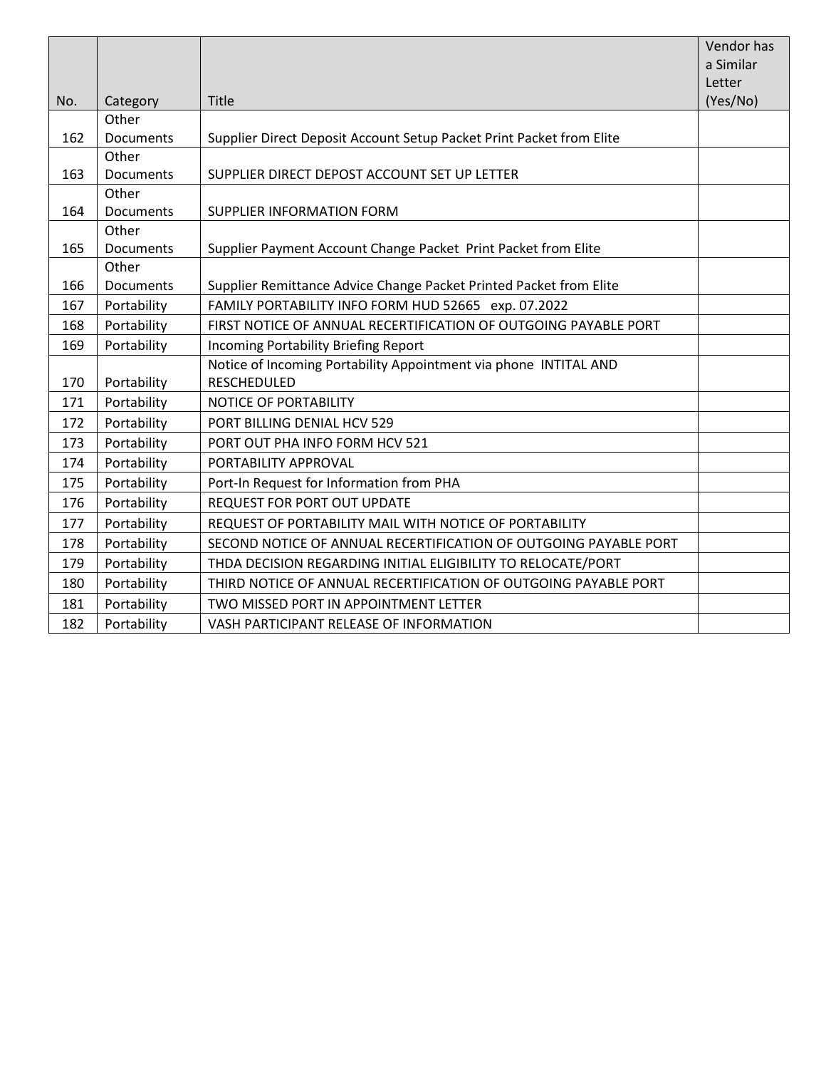| No. | Category | Title | Vendor has a Similar Letter (Yes/No) |
|---|---|---|---|
| 162 | Other Documents | Supplier Direct Deposit Account Setup Packet Print Packet from Elite | |
| 163 | Other Documents | SUPPLIER DIRECT DEPOST ACCOUNT SET UP LETTER | |
| 164 | Other Documents | SUPPLIER INFORMATION FORM | |
| 165 | Other Documents | Supplier Payment Account Change Packet Print Packet from Elite | |
| 166 | Other Documents | Supplier Remittance Advice Change Packet Printed Packet from Elite | |
| 167 | Portability | FAMILY PORTABILITY INFO FORM HUD 52665 exp. 07.2022 | |
| 168 | Portability | FIRST NOTICE OF ANNUAL RECERTIFICATION OF OUTGOING PAYABLE PORT | |
| 169 | Portability | Incoming Portability Briefing Report | |
| 170 | Portability | Notice of Incoming Portability Appointment via phone INTITAL AND RESCHEDULED | |
| 171 | Portability | NOTICE OF PORTABILITY | |
| 172 | Portability | PORT BILLING DENIAL HCV 529 | |
| 173 | Portability | PORT OUT PHA INFO FORM HCV 521 | |
| 174 | Portability | PORTABILITY APPROVAL | |
| 175 | Portability | Port-In Request for Information from PHA | |
| 176 | Portability | REQUEST FOR PORT OUT UPDATE | |
| 177 | Portability | REQUEST OF PORTABILITY MAIL WITH NOTICE OF PORTABILITY | |
| 178 | Portability | SECOND NOTICE OF ANNUAL RECERTIFICATION OF OUTGOING PAYABLE PORT | |
| 179 | Portability | THDA DECISION REGARDING INITIAL ELIGIBILITY TO RELOCATE/PORT | |
| 180 | Portability | THIRD NOTICE OF ANNUAL RECERTIFICATION OF OUTGOING PAYABLE PORT | |
| 181 | Portability | TWO MISSED PORT IN APPOINTMENT LETTER | |
| 182 | Portability | VASH PARTICIPANT RELEASE OF INFORMATION | |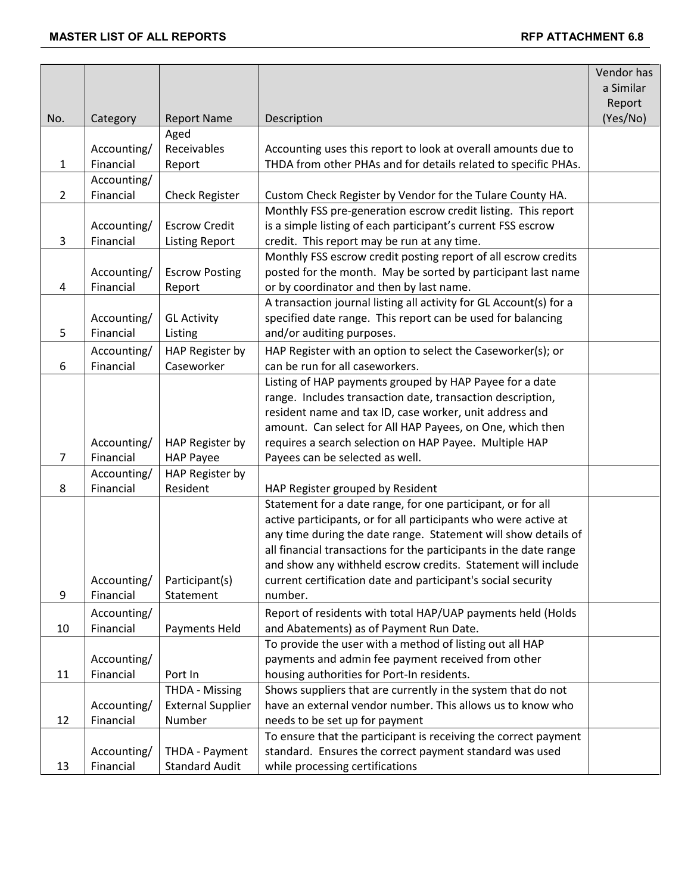| No. | Category | Report Name | Description | Vendor has a Similar Report (Yes/No) |
|---|---|---|---|---|
| 1 | Accounting/ Financial | Aged Receivables Report | Accounting uses this report to look at overall amounts due to THDA from other PHAs and for details related to specific PHAs. | |
| 2 | Accounting/ Financial | Check Register | Custom Check Register by Vendor for the Tulare County HA. | |
| 3 | Accounting/ Financial | Escrow Credit Listing Report | Monthly FSS pre-generation escrow credit listing. This report is a simple listing of each participant's current FSS escrow credit. This report may be run at any time. | |
| 4 | Accounting/ Financial | Escrow Posting Report | Monthly FSS escrow credit posting report of all escrow credits posted for the month. May be sorted by participant last name or by coordinator and then by last name. | |
| 5 | Accounting/ Financial | GL Activity Listing | A transaction journal listing all activity for GL Account(s) for a specified date range. This report can be used for balancing and/or auditing purposes. | |
| 6 | Accounting/ Financial | HAP Register by Caseworker | HAP Register with an option to select the Caseworker(s); or can be run for all caseworkers. | |
| 7 | Accounting/ Financial | HAP Register by HAP Payee | Listing of HAP payments grouped by HAP Payee for a date range. Includes transaction date, transaction description, resident name and tax ID, case worker, unit address and amount. Can select for All HAP Payees, on One, which then requires a search selection on HAP Payee. Multiple HAP Payees can be selected as well. | |
| 8 | Accounting/ Financial | HAP Register by Resident | HAP Register grouped by Resident | |
| 9 | Accounting/ Financial | Participant(s) Statement | Statement for a date range, for one participant, or for all active participants, or for all participants who were active at any time during the date range. Statement will show details of all financial transactions for the participants in the date range and show any withheld escrow credits. Statement will include current certification date and participant's social security number. | |
| 10 | Accounting/ Financial | Payments Held | Report of residents with total HAP/UAP payments held (Holds and Abatements) as of Payment Run Date. | |
| 11 | Accounting/ Financial | Port In | To provide the user with a method of listing out all HAP payments and admin fee payment received from other housing authorities for Port-In residents. | |
| 12 | Accounting/ Financial | THDA - Missing External Supplier Number | Shows suppliers that are currently in the system that do not have an external vendor number. This allows us to know who needs to be set up for payment | |
| 13 | Accounting/ Financial | THDA - Payment Standard Audit | To ensure that the participant is receiving the correct payment standard. Ensures the correct payment standard was used while processing certifications | |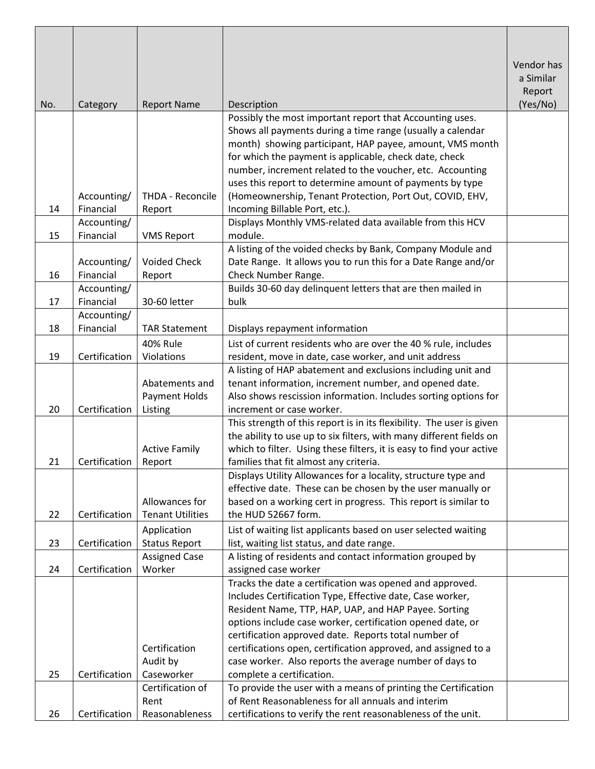| No. | Category | Report Name | Description | Vendor has a Similar Report (Yes/No) |
|---|---|---|---|---|
| 14 | Accounting/ Financial | THDA - Reconcile Report | Possibly the most important report that Accounting uses. Shows all payments during a time range (usually a calendar month) showing participant, HAP payee, amount, VMS month for which the payment is applicable, check date, check number, increment related to the voucher, etc. Accounting uses this report to determine amount of payments by type (Homeownership, Tenant Protection, Port Out, COVID, EHV, Incoming Billable Port, etc.). | |
| 15 | Accounting/ Financial | VMS Report | Displays Monthly VMS-related data available from this HCV module. | |
| 16 | Accounting/ Financial | Voided Check Report | A listing of the voided checks by Bank, Company Module and Date Range. It allows you to run this for a Date Range and/or Check Number Range. | |
| 17 | Accounting/ Financial | 30-60 letter | Builds 30-60 day delinquent letters that are then mailed in bulk | |
| 18 | Accounting/ Financial | TAR Statement | Displays repayment information | |
| 19 | Certification | 40% Rule Violations | List of current residents who are over the 40 % rule, includes resident, move in date, case worker, and unit address | |
| 20 | Certification | Abatements and Payment Holds Listing | A listing of HAP abatement and exclusions including unit and tenant information, increment number, and opened date. Also shows rescission information. Includes sorting options for increment or case worker. | |
| 21 | Certification | Active Family Report | This strength of this report is in its flexibility. The user is given the ability to use up to six filters, with many different fields on which to filter. Using these filters, it is easy to find your active families that fit almost any criteria. | |
| 22 | Certification | Allowances for Tenant Utilities | Displays Utility Allowances for a locality, structure type and effective date. These can be chosen by the user manually or based on a working cert in progress. This report is similar to the HUD 52667 form. | |
| 23 | Certification | Application Status Report | List of waiting list applicants based on user selected waiting list, waiting list status, and date range. | |
| 24 | Certification | Assigned Case Worker | A listing of residents and contact information grouped by assigned case worker | |
| 25 | Certification | Certification Audit by Caseworker | Tracks the date a certification was opened and approved. Includes Certification Type, Effective date, Case worker, Resident Name, TTP, HAP, UAP, and HAP Payee. Sorting options include case worker, certification opened date, or certification approved date. Reports total number of certifications open, certification approved, and assigned to a case worker. Also reports the average number of days to complete a certification. | |
| 26 | Certification | Certification of Rent Reasonableness | To provide the user with a means of printing the Certification of Rent Reasonableness for all annuals and interim certifications to verify the rent reasonableness of the unit. | |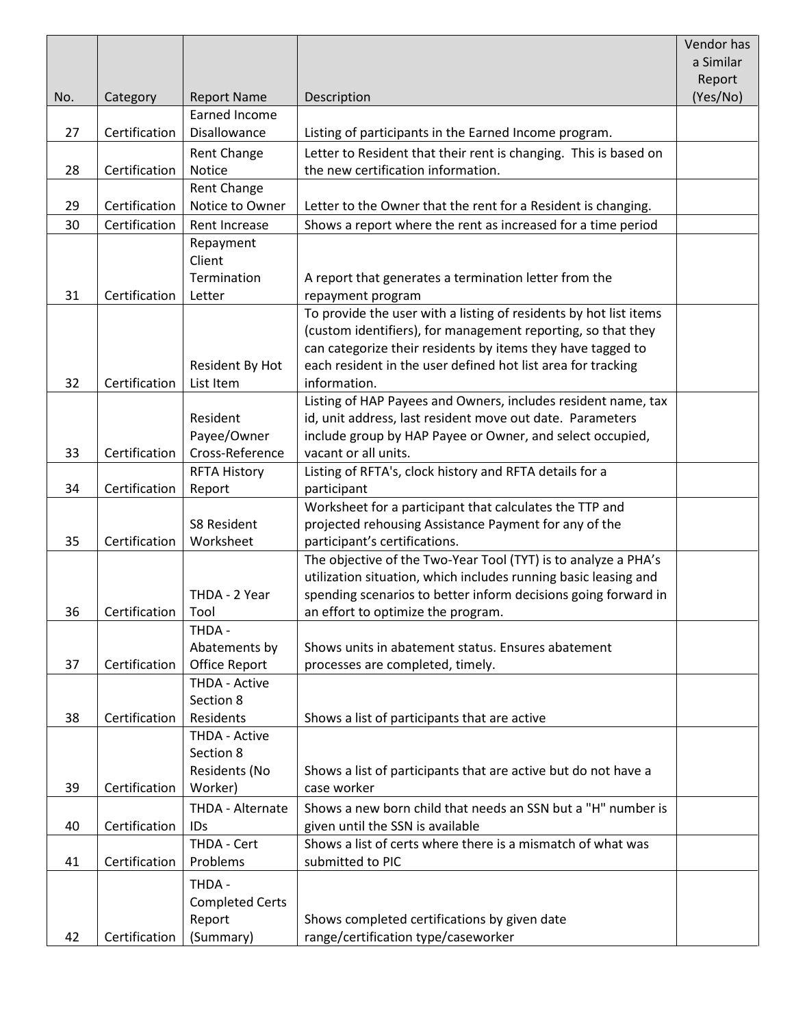| No. | Category | Report Name | Description | Vendor has a Similar Report (Yes/No) |
|---|---|---|---|---|
| 27 | Certification | Earned Income Disallowance | Listing of participants in the Earned Income program. | |
| 28 | Certification | Rent Change Notice | Letter to Resident that their rent is changing. This is based on the new certification information. | |
| 29 | Certification | Rent Change Notice to Owner | Letter to the Owner that the rent for a Resident is changing. | |
| 30 | Certification | Rent Increase | Shows a report where the rent as increased for a time period | |
| 31 | Certification | Repayment Client Termination Letter | A report that generates a termination letter from the repayment program | |
| 32 | Certification | Resident By Hot List Item | To provide the user with a listing of residents by hot list items (custom identifiers), for management reporting, so that they can categorize their residents by items they have tagged to each resident in the user defined hot list area for tracking information. | |
| 33 | Certification | Resident Payee/Owner Cross-Reference | Listing of HAP Payees and Owners, includes resident name, tax id, unit address, last resident move out date. Parameters include group by HAP Payee or Owner, and select occupied, vacant or all units. | |
| 34 | Certification | RFTA History Report | Listing of RFTA's, clock history and RFTA details for a participant | |
| 35 | Certification | S8 Resident Worksheet | Worksheet for a participant that calculates the TTP and projected rehousing Assistance Payment for any of the participant's certifications. | |
| 36 | Certification | THDA - 2 Year Tool | The objective of the Two-Year Tool (TYT) is to analyze a PHA's utilization situation, which includes running basic leasing and spending scenarios to better inform decisions going forward in an effort to optimize the program. | |
| 37 | Certification | THDA - Abatements by Office Report | Shows units in abatement status. Ensures abatement processes are completed, timely. | |
| 38 | Certification | THDA - Active Section 8 Residents | Shows a list of participants that are active | |
| 39 | Certification | THDA - Active Section 8 Residents (No Worker) | Shows a list of participants that are active but do not have a case worker | |
| 40 | Certification | THDA - Alternate IDs | Shows a new born child that needs an SSN but a "H" number is given until the SSN is available | |
| 41 | Certification | THDA - Cert Problems | Shows a list of certs where there is a mismatch of what was submitted to PIC | |
| 42 | Certification | THDA - Completed Certs Report (Summary) | Shows completed certifications by given date range/certification type/caseworker | |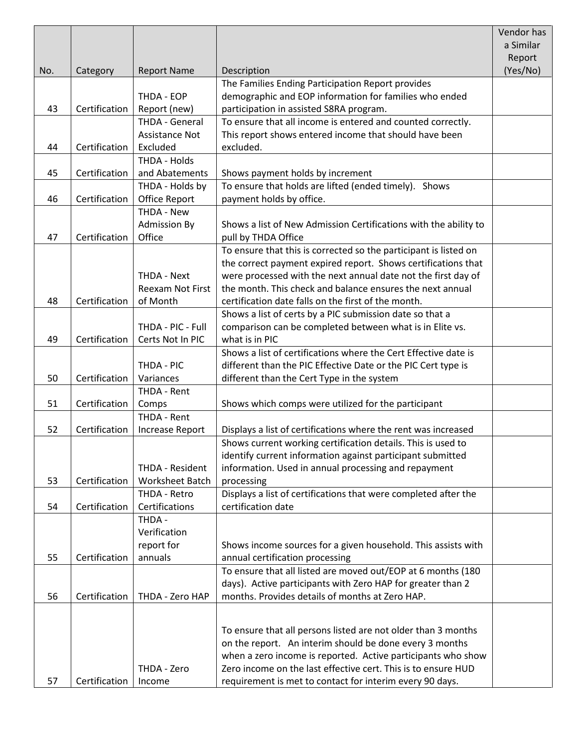| No. | Category | Report Name | Description | Vendor has a Similar Report (Yes/No) |
|---|---|---|---|---|
| 43 | Certification | THDA - EOP Report (new) | The Families Ending Participation Report provides demographic and EOP information for families who ended participation in assisted S8RA program. | |
| 44 | Certification | THDA - General Assistance Not Excluded | To ensure that all income is entered and counted correctly. This report shows entered income that should have been excluded. | |
| 45 | Certification | THDA - Holds and Abatements | Shows payment holds by increment | |
| 46 | Certification | THDA - Holds by Office Report | To ensure that holds are lifted (ended timely). Shows payment holds by office. | |
| 47 | Certification | THDA - New Admission By Office | Shows a list of New Admission Certifications with the ability to pull by THDA Office | |
| 48 | Certification | THDA - Next Reexam Not First of Month | To ensure that this is corrected so the participant is listed on the correct payment expired report. Shows certifications that were processed with the next annual date not the first day of the month. This check and balance ensures the next annual certification date falls on the first of the month. | |
| 49 | Certification | THDA - PIC - Full Certs Not In PIC | Shows a list of certs by a PIC submission date so that a comparison can be completed between what is in Elite vs. what is in PIC | |
| 50 | Certification | THDA - PIC Variances | Shows a list of certifications where the Cert Effective date is different than the PIC Effective Date or the PIC Cert type is different than the Cert Type in the system | |
| 51 | Certification | THDA - Rent Comps | Shows which comps were utilized for the participant | |
| 52 | Certification | THDA - Rent Increase Report | Displays a list of certifications where the rent was increased | |
| 53 | Certification | THDA - Resident Worksheet Batch | Shows current working certification details. This is used to identify current information against participant submitted information. Used in annual processing and repayment processing | |
| 54 | Certification | THDA - Retro Certifications | Displays a list of certifications that were completed after the certification date | |
| 55 | Certification | THDA - Verification report for annuals | Shows income sources for a given household. This assists with annual certification processing | |
| 56 | Certification | THDA - Zero HAP | To ensure that all listed are moved out/EOP at 6 months (180 days). Active participants with Zero HAP for greater than 2 months. Provides details of months at Zero HAP. | |
| 57 | Certification | THDA - Zero Income | To ensure that all persons listed are not older than 3 months on the report. An interim should be done every 3 months when a zero income is reported. Active participants who show Zero income on the last effective cert. This is to ensure HUD requirement is met to contact for interim every 90 days. | |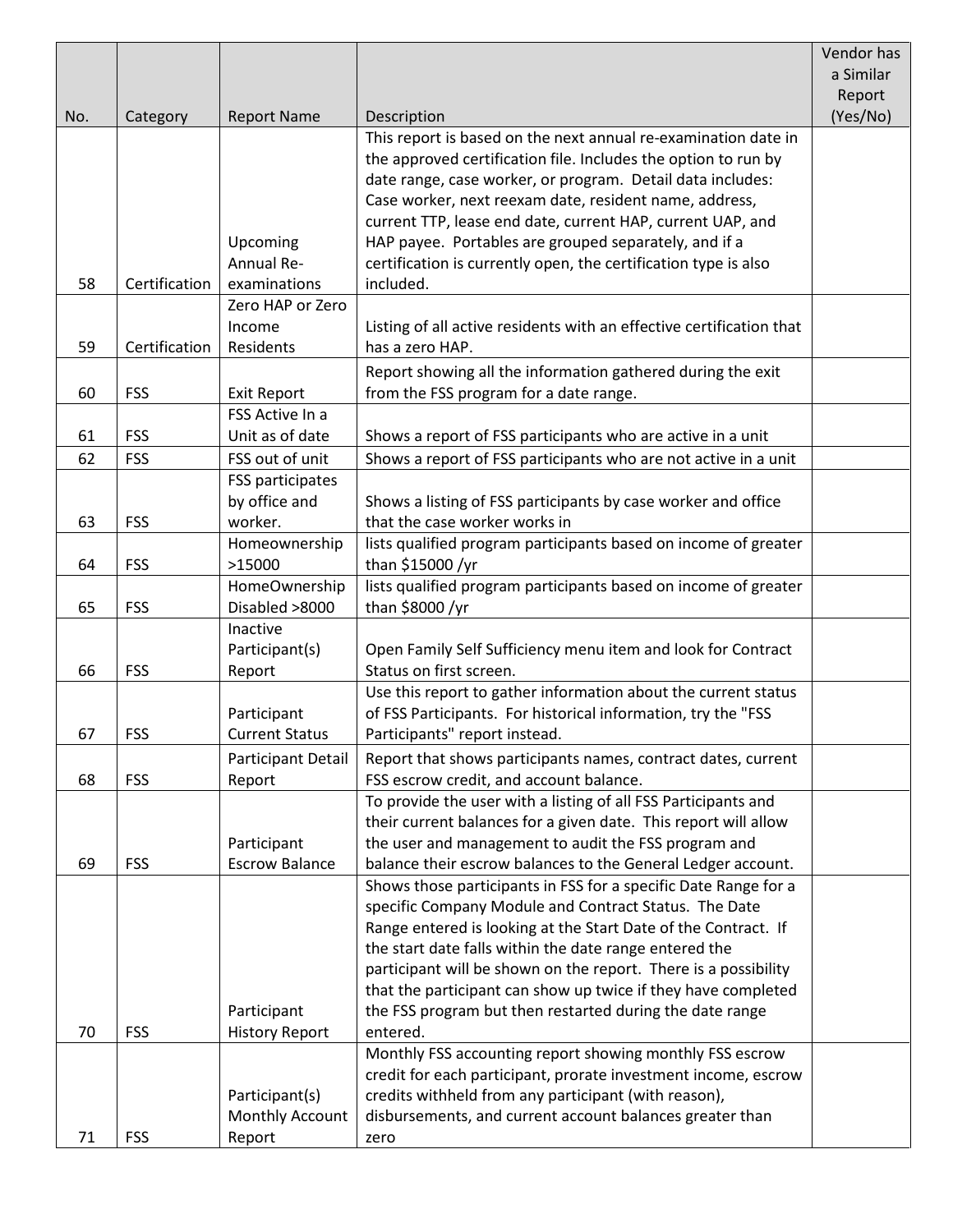| No. | Category | Report Name | Description | Vendor has a Similar Report (Yes/No) |
|---|---|---|---|---|
| 58 | Certification | Upcoming Annual Re-examinations | This report is based on the next annual re-examination date in the approved certification file. Includes the option to run by date range, case worker, or program. Detail data includes: Case worker, next reexam date, resident name, address, current TTP, lease end date, current HAP, current UAP, and HAP payee. Portables are grouped separately, and if a certification is currently open, the certification type is also included. | |
| 59 | Certification | Zero HAP or Zero Income Residents | Listing of all active residents with an effective certification that has a zero HAP. | |
| 60 | FSS | Exit Report | Report showing all the information gathered during the exit from the FSS program for a date range. | |
| 61 | FSS | FSS Active In a Unit as of date | Shows a report of FSS participants who are active in a unit | |
| 62 | FSS | FSS out of unit | Shows a report of FSS participants who are not active in a unit | |
| 63 | FSS | FSS participates by office and worker. | Shows a listing of FSS participants by case worker and office that the case worker works in | |
| 64 | FSS | Homeownership >15000 | lists qualified program participants based on income of greater than $15000 /yr | |
| 65 | FSS | HomeOwnership Disabled >8000 | lists qualified program participants based on income of greater than $8000 /yr | |
| 66 | FSS | Inactive Participant(s) Report | Open Family Self Sufficiency menu item and look for Contract Status on first screen. | |
| 67 | FSS | Participant Current Status | Use this report to gather information about the current status of FSS Participants. For historical information, try the "FSS Participants" report instead. | |
| 68 | FSS | Participant Detail Report | Report that shows participants names, contract dates, current FSS escrow credit, and account balance. | |
| 69 | FSS | Participant Escrow Balance | To provide the user with a listing of all FSS Participants and their current balances for a given date. This report will allow the user and management to audit the FSS program and balance their escrow balances to the General Ledger account. | |
| 70 | FSS | Participant History Report | Shows those participants in FSS for a specific Date Range for a specific Company Module and Contract Status. The Date Range entered is looking at the Start Date of the Contract. If the start date falls within the date range entered the participant will be shown on the report. There is a possibility that the participant can show up twice if they have completed the FSS program but then restarted during the date range entered. | |
| 71 | FSS | Participant(s) Monthly Account Report | Monthly FSS accounting report showing monthly FSS escrow credit for each participant, prorate investment income, escrow credits withheld from any participant (with reason), disbursements, and current account balances greater than zero | |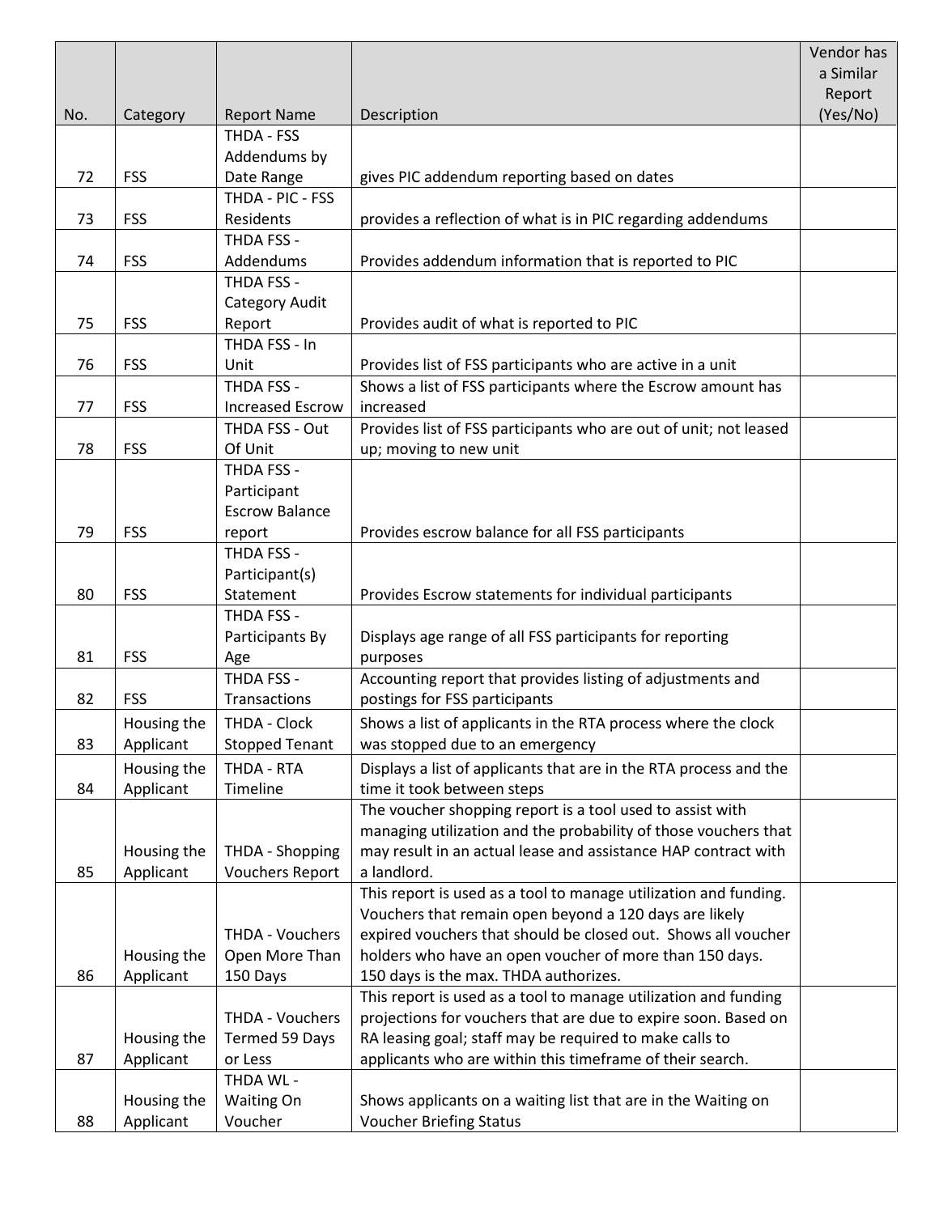| No. | Category | Report Name | Description | Vendor has a Similar Report (Yes/No) |
|---|---|---|---|---|
| 72 | FSS | THDA - FSS Addendums by Date Range | gives PIC addendum reporting based on dates | |
| 73 | FSS | THDA - PIC - FSS Residents | provides a reflection of what is in PIC regarding addendums | |
| 74 | FSS | THDA FSS - Addendums | Provides addendum information that is reported to PIC | |
| 75 | FSS | THDA FSS - Category Audit Report | Provides audit of what is reported to PIC | |
| 76 | FSS | THDA FSS - In Unit | Provides list of FSS participants who are active in a unit | |
| 77 | FSS | THDA FSS - Increased Escrow | Shows a list of FSS participants where the Escrow amount has increased | |
| 78 | FSS | THDA FSS - Out Of Unit | Provides list of FSS participants who are out of unit; not leased up; moving to new unit | |
| 79 | FSS | THDA FSS - Participant Escrow Balance report | Provides escrow balance for all FSS participants | |
| 80 | FSS | THDA FSS - Participant(s) Statement | Provides Escrow statements for individual participants | |
| 81 | FSS | THDA FSS - Participants By Age | Displays age range of all FSS participants for reporting purposes | |
| 82 | FSS | THDA FSS - Transactions | Accounting report that provides listing of adjustments and postings for FSS participants | |
| 83 | Housing the Applicant | THDA - Clock Stopped Tenant | Shows a list of applicants in the RTA process where the clock was stopped due to an emergency | |
| 84 | Housing the Applicant | THDA - RTA Timeline | Displays a list of applicants that are in the RTA process and the time it took between steps | |
| 85 | Housing the Applicant | THDA - Shopping Vouchers Report | The voucher shopping report is a tool used to assist with managing utilization and the probability of those vouchers that may result in an actual lease and assistance HAP contract with a landlord. | |
| 86 | Housing the Applicant | THDA - Vouchers Open More Than 150 Days | This report is used as a tool to manage utilization and funding. Vouchers that remain open beyond a 120 days are likely expired vouchers that should be closed out. Shows all voucher holders who have an open voucher of more than 150 days. 150 days is the max. THDA authorizes. | |
| 87 | Housing the Applicant | THDA - Vouchers Termed 59 Days or Less | This report is used as a tool to manage utilization and funding projections for vouchers that are due to expire soon. Based on RA leasing goal; staff may be required to make calls to applicants who are within this timeframe of their search. | |
| 88 | Housing the Applicant | THDA WL - Waiting On Voucher | Shows applicants on a waiting list that are in the Waiting on Voucher Briefing Status | |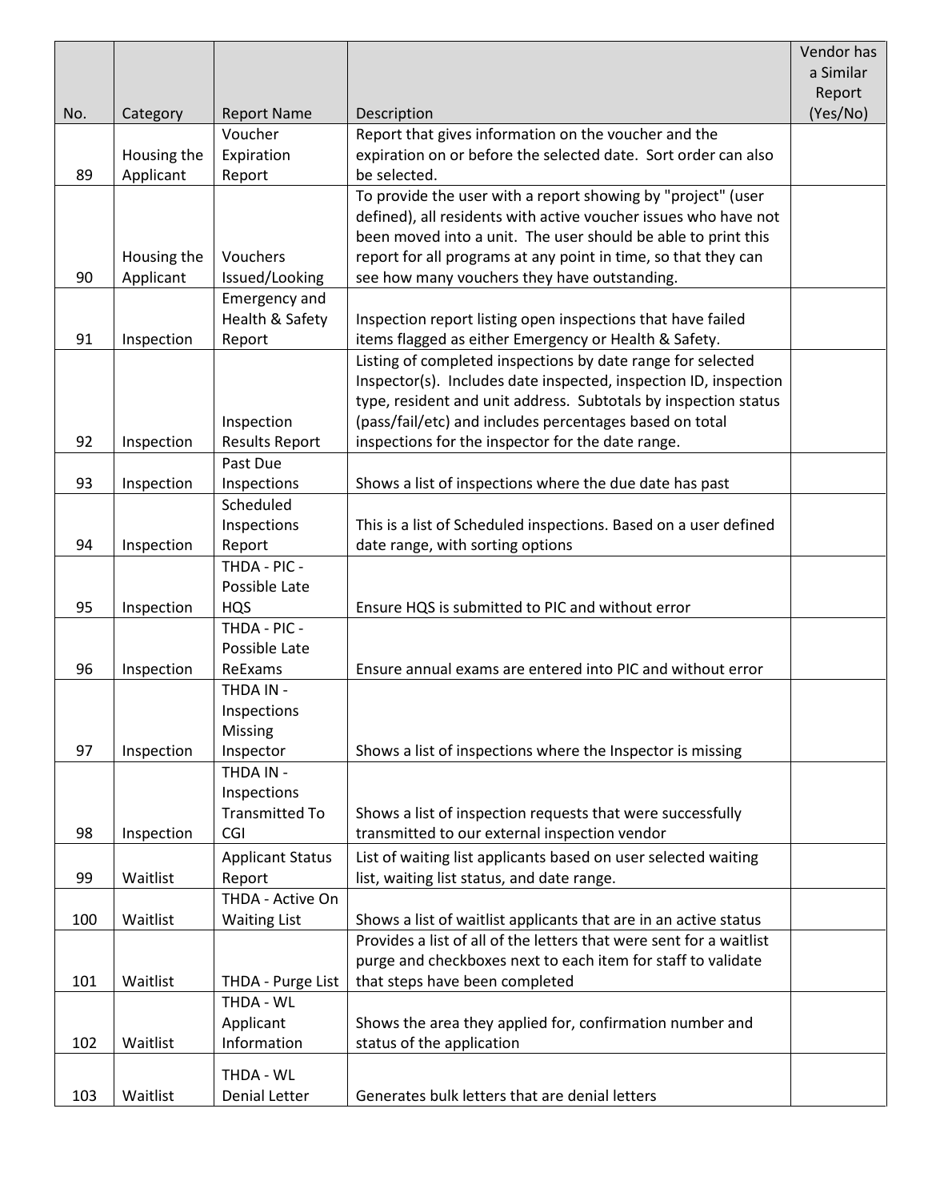| No. | Category | Report Name | Description | Vendor has a Similar Report (Yes/No) |
| --- | --- | --- | --- | --- |
| 89 | Housing the Applicant | Voucher Expiration Report | Report that gives information on the voucher and the expiration on or before the selected date. Sort order can also be selected. | |
| 90 | Housing the Applicant | Vouchers Issued/Looking | To provide the user with a report showing by "project" (user defined), all residents with active voucher issues who have not been moved into a unit. The user should be able to print this report for all programs at any point in time, so that they can see how many vouchers they have outstanding. | |
| 91 | Inspection | Emergency and Health & Safety Report | Inspection report listing open inspections that have failed items flagged as either Emergency or Health & Safety. | |
| 92 | Inspection | Inspection Results Report | Listing of completed inspections by date range for selected Inspector(s). Includes date inspected, inspection ID, inspection type, resident and unit address. Subtotals by inspection status (pass/fail/etc) and includes percentages based on total inspections for the inspector for the date range. | |
| 93 | Inspection | Past Due Inspections | Shows a list of inspections where the due date has past | |
| 94 | Inspection | Scheduled Inspections Report | This is a list of Scheduled inspections. Based on a user defined date range, with sorting options | |
| 95 | Inspection | THDA - PIC - Possible Late HQS | Ensure HQS is submitted to PIC and without error | |
| 96 | Inspection | THDA - PIC - Possible Late ReExams | Ensure annual exams are entered into PIC and without error | |
| 97 | Inspection | THDA IN - Inspections Missing Inspector | Shows a list of inspections where the Inspector is missing | |
| 98 | Inspection | THDA IN - Inspections Transmitted To CGI | Shows a list of inspection requests that were successfully transmitted to our external inspection vendor | |
| 99 | Waitlist | Applicant Status Report | List of waiting list applicants based on user selected waiting list, waiting list status, and date range. | |
| 100 | Waitlist | THDA - Active On Waiting List | Shows a list of waitlist applicants that are in an active status | |
| 101 | Waitlist | THDA - Purge List | Provides a list of all of the letters that were sent for a waitlist purge and checkboxes next to each item for staff to validate that steps have been completed | |
| 102 | Waitlist | THDA - WL Applicant Information | Shows the area they applied for, confirmation number and status of the application | |
| 103 | Waitlist | THDA - WL Denial Letter | Generates bulk letters that are denial letters | |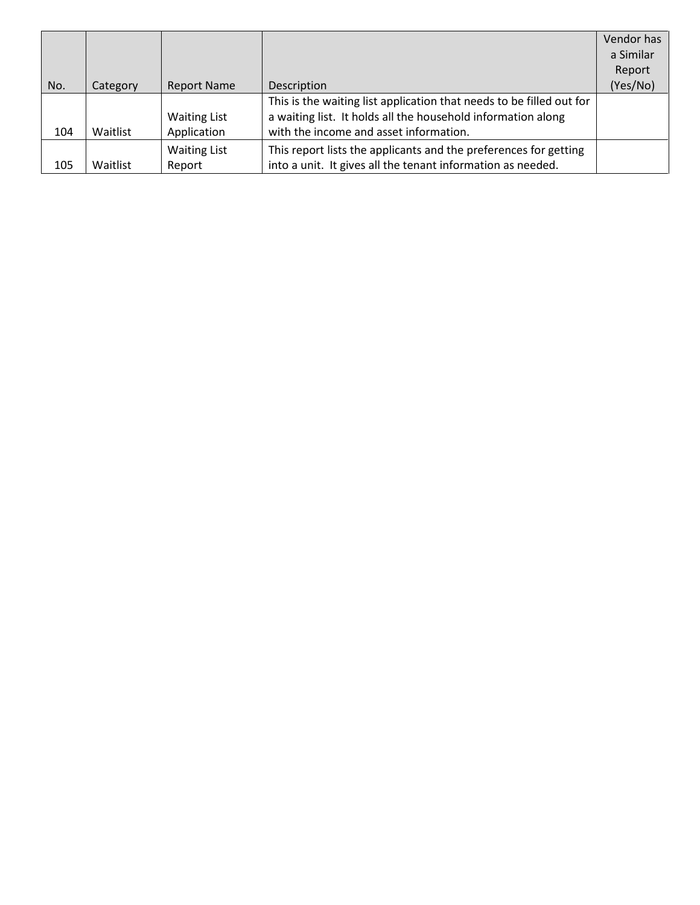| No. | Category | Report Name | Description | Vendor has a Similar Report (Yes/No) |
| --- | --- | --- | --- | --- |
| 104 | Waitlist | Waiting List Application | This is the waiting list application that needs to be filled out for a waiting list. It holds all the household information along with the income and asset information. | |
| 105 | Waitlist | Waiting List Report | This report lists the applicants and the preferences for getting into a unit. It gives all the tenant information as needed. | |